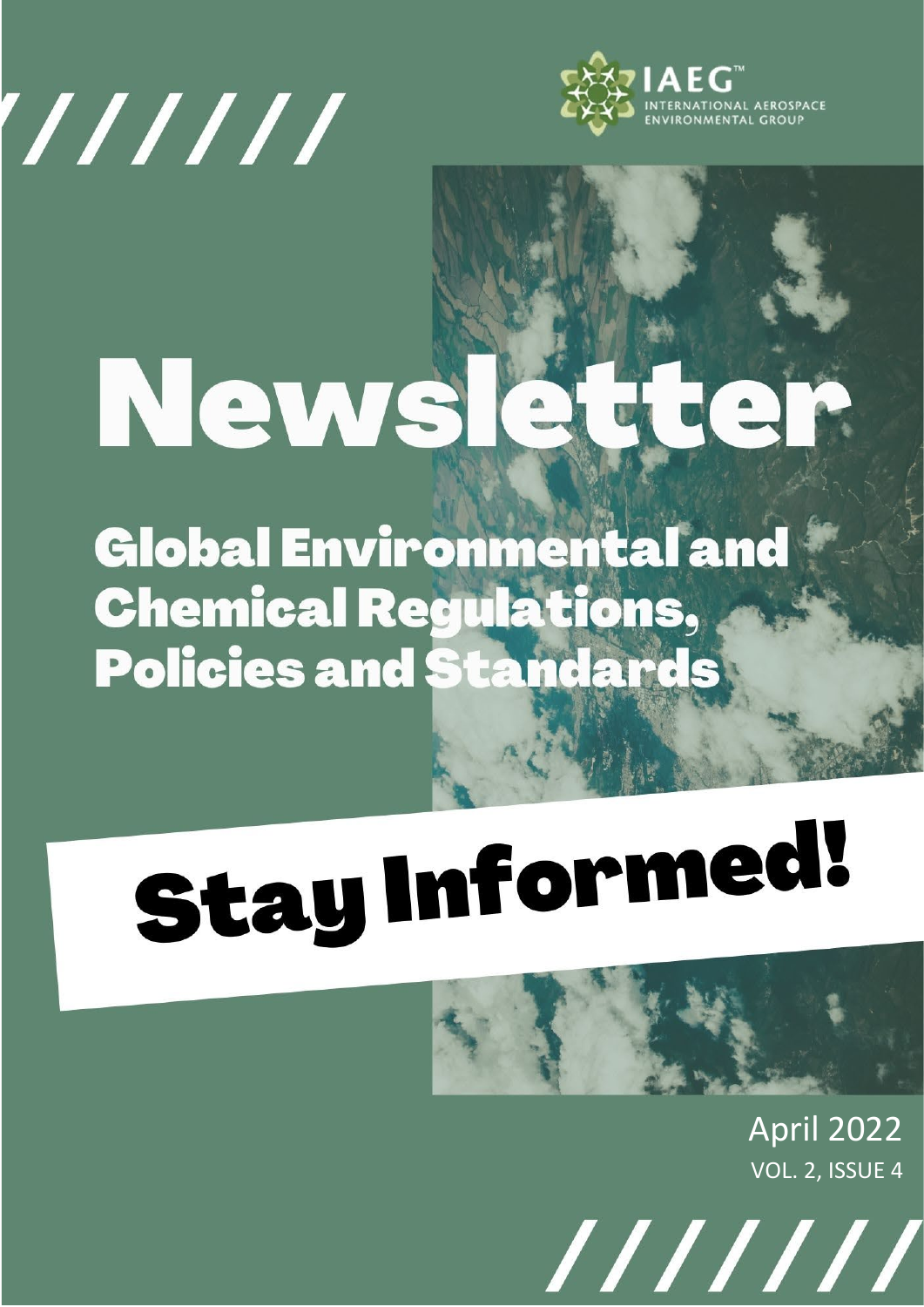IAEG™
INTERNATIONAL AEROSPACE ENVIRONMENTAL GROUP

# Newsletter

## Global Environmental and Chemical Regulations, Policies and Standards

# Stay Informed!

April 2022
VOL. 2, ISSUE 4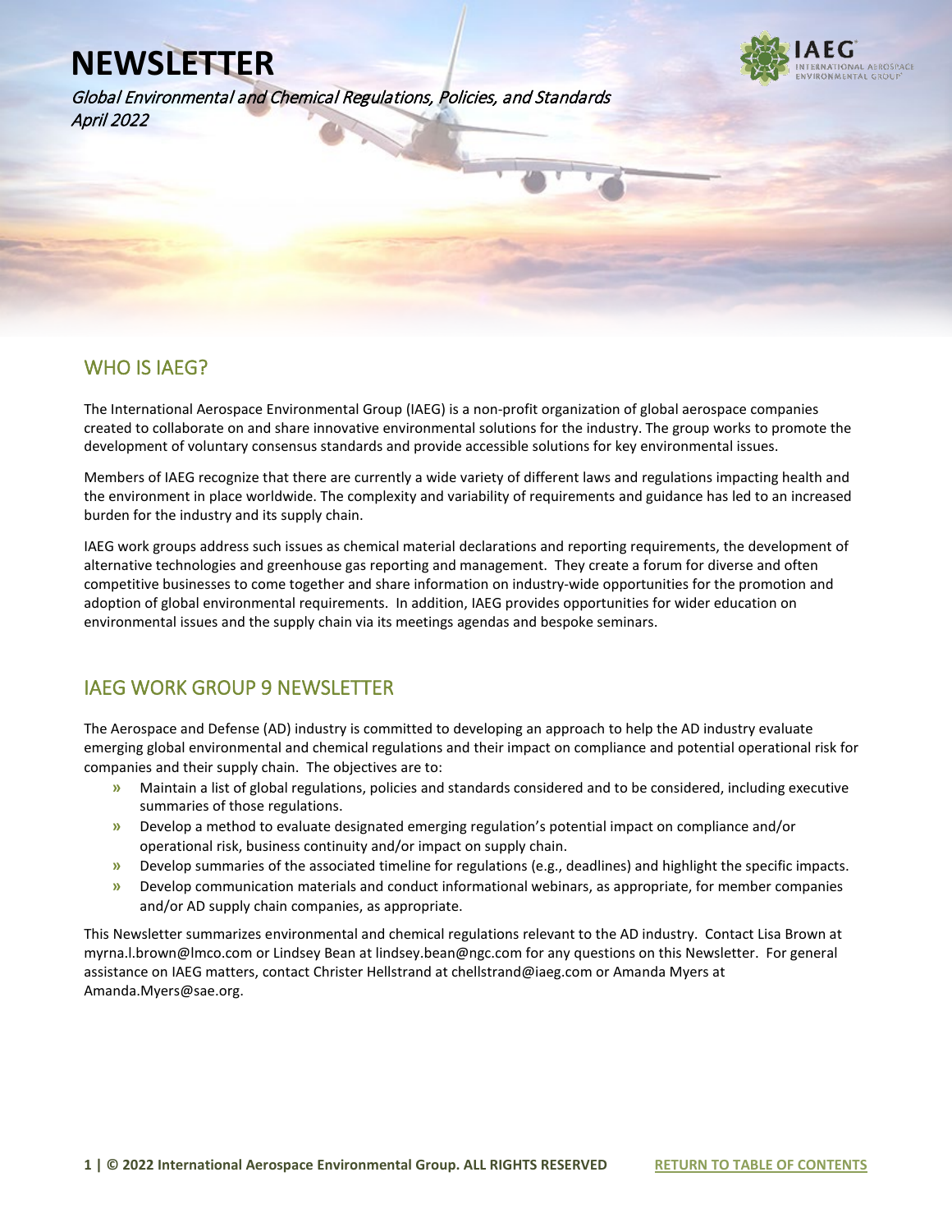# NEWSLETTER

*Global Environmental and Chemical Regulations, Policies, and Standards*
*April 2022*

## WHO IS IAEG?

The International Aerospace Environmental Group (IAEG) is a non-profit organization of global aerospace companies created to collaborate on and share innovative environmental solutions for the industry. The group works to promote the development of voluntary consensus standards and provide accessible solutions for key environmental issues.

Members of IAEG recognize that there are currently a wide variety of different laws and regulations impacting health and the environment in place worldwide. The complexity and variability of requirements and guidance has led to an increased burden for the industry and its supply chain.

IAEG work groups address such issues as chemical material declarations and reporting requirements, the development of alternative technologies and greenhouse gas reporting and management. They create a forum for diverse and often competitive businesses to come together and share information on industry-wide opportunities for the promotion and adoption of global environmental requirements. In addition, IAEG provides opportunities for wider education on environmental issues and the supply chain via its meetings agendas and bespoke seminars.

## IAEG WORK GROUP 9 NEWSLETTER

The Aerospace and Defense (AD) industry is committed to developing an approach to help the AD industry evaluate emerging global environmental and chemical regulations and their impact on compliance and potential operational risk for companies and their supply chain. The objectives are to:

- Maintain a list of global regulations, policies and standards considered and to be considered, including executive summaries of those regulations.
- Develop a method to evaluate designated emerging regulation's potential impact on compliance and/or operational risk, business continuity and/or impact on supply chain.
- Develop summaries of the associated timeline for regulations (e.g., deadlines) and highlight the specific impacts.
- Develop communication materials and conduct informational webinars, as appropriate, for member companies and/or AD supply chain companies, as appropriate.

This Newsletter summarizes environmental and chemical regulations relevant to the AD industry. Contact Lisa Brown at myrna.l.brown@lmco.com or Lindsey Bean at lindsey.bean@ngc.com for any questions on this Newsletter. For general assistance on IAEG matters, contact Christer Hellstrand at chellstrand@iaeg.com or Amanda Myers at Amanda.Myers@sae.org.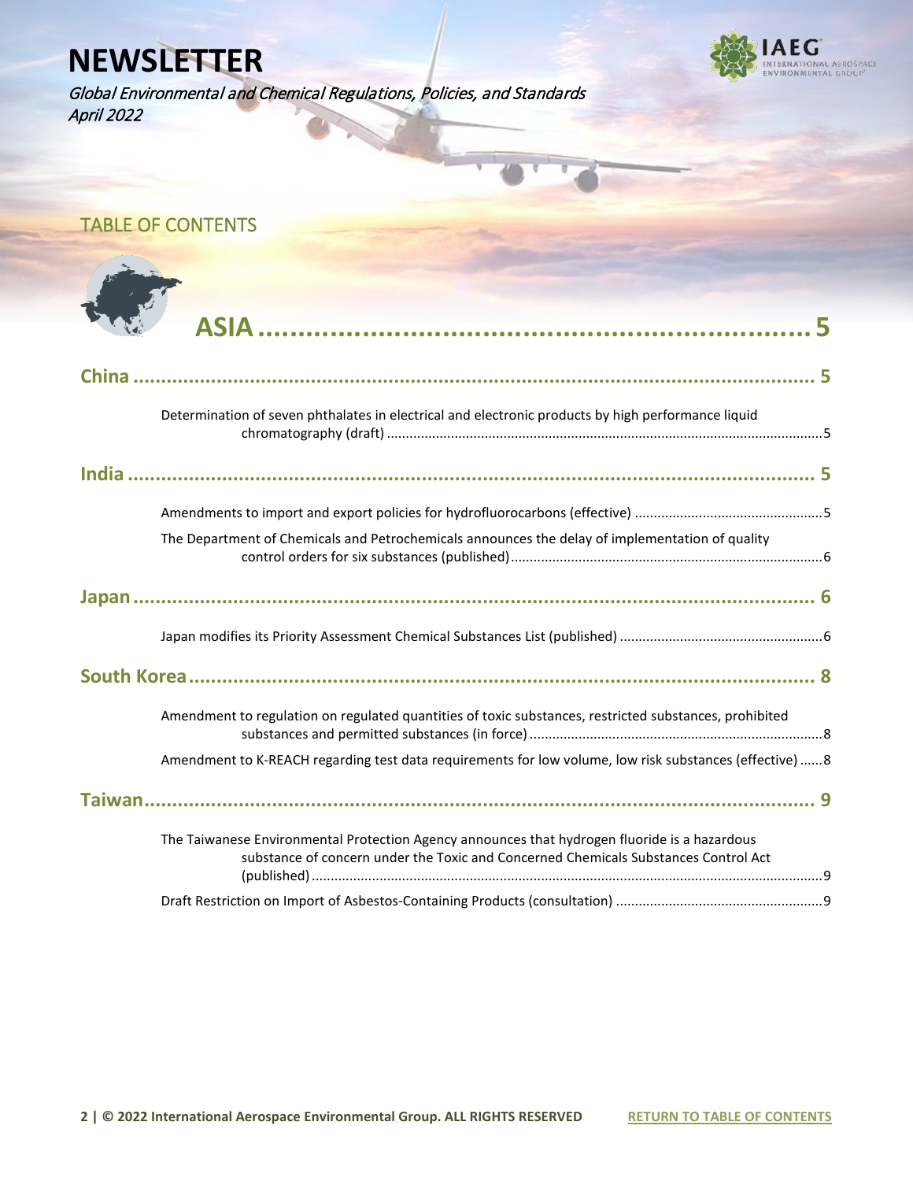# NEWSLETTER

*Global Environmental and Chemical Regulations, Policies, and Standards*
*April 2022*

## TABLE OF CONTENTS

# ASIA ........................................................ 5

## China ........................................................ 5

Determination of seven phthalates in electrical and electronic products by high performance liquid chromatography (draft) ........................................................ 5

## India ........................................................ 5

Amendments to import and export policies for hydrofluorocarbons (effective) ........................................................ 5

The Department of Chemicals and Petrochemicals announces the delay of implementation of quality control orders for six substances (published) ........................................................ 6

## Japan ........................................................ 6

Japan modifies its Priority Assessment Chemical Substances List (published) ........................................................ 6

## South Korea ........................................................ 8

Amendment to regulation on regulated quantities of toxic substances, restricted substances, prohibited substances and permitted substances (in force) ........................................................ 8

Amendment to K-REACH regarding test data requirements for low volume, low risk substances (effective) ...... 8

## Taiwan ........................................................ 9

The Taiwanese Environmental Protection Agency announces that hydrogen fluoride is a hazardous substance of concern under the Toxic and Concerned Chemicals Substances Control Act (published) ........................................................ 9

Draft Restriction on Import of Asbestos-Containing Products (consultation) ........................................................ 9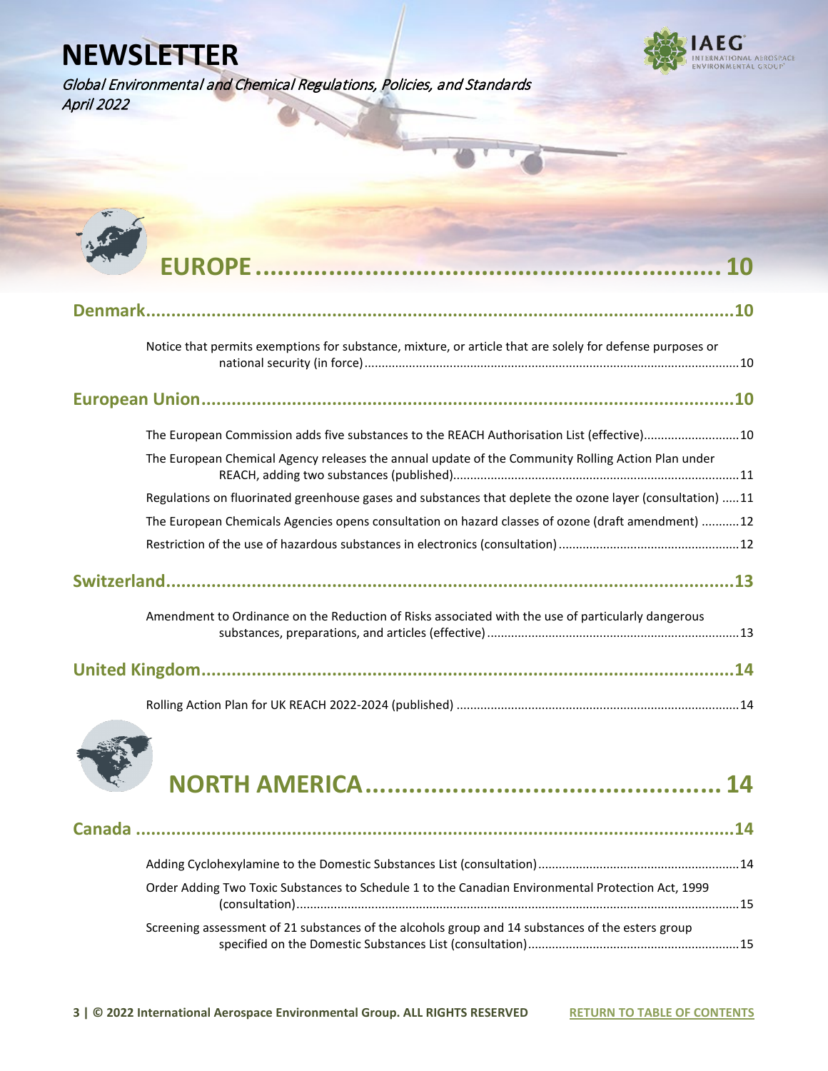# EUROPE ....................................................... 10

## Denmark ....................................................... 10

Notice that permits exemptions for substance, mixture, or article that are solely for defense purposes or national security (in force) ....................................................... 10

## European Union ....................................................... 10

The European Commission adds five substances to the REACH Authorisation List (effective) ....................................................... 10

The European Chemical Agency releases the annual update of the Community Rolling Action Plan under REACH, adding two substances (published) ....................................................... 11

Regulations on fluorinated greenhouse gases and substances that deplete the ozone layer (consultation) ..... 11

The European Chemicals Agencies opens consultation on hazard classes of ozone (draft amendment) ........... 12

Restriction of the use of hazardous substances in electronics (consultation) ....................................................... 12

## Switzerland ....................................................... 13

Amendment to Ordinance on the Reduction of Risks associated with the use of particularly dangerous substances, preparations, and articles (effective) ....................................................... 13

## United Kingdom ....................................................... 14

Rolling Action Plan for UK REACH 2022-2024 (published) ....................................................... 14

# NORTH AMERICA ....................................................... 14

## Canada ....................................................... 14

Adding Cyclohexylamine to the Domestic Substances List (consultation) ....................................................... 14

Order Adding Two Toxic Substances to Schedule 1 to the Canadian Environmental Protection Act, 1999 (consultation) ....................................................... 15

Screening assessment of 21 substances of the alcohols group and 14 substances of the esters group specified on the Domestic Substances List (consultation) ....................................................... 15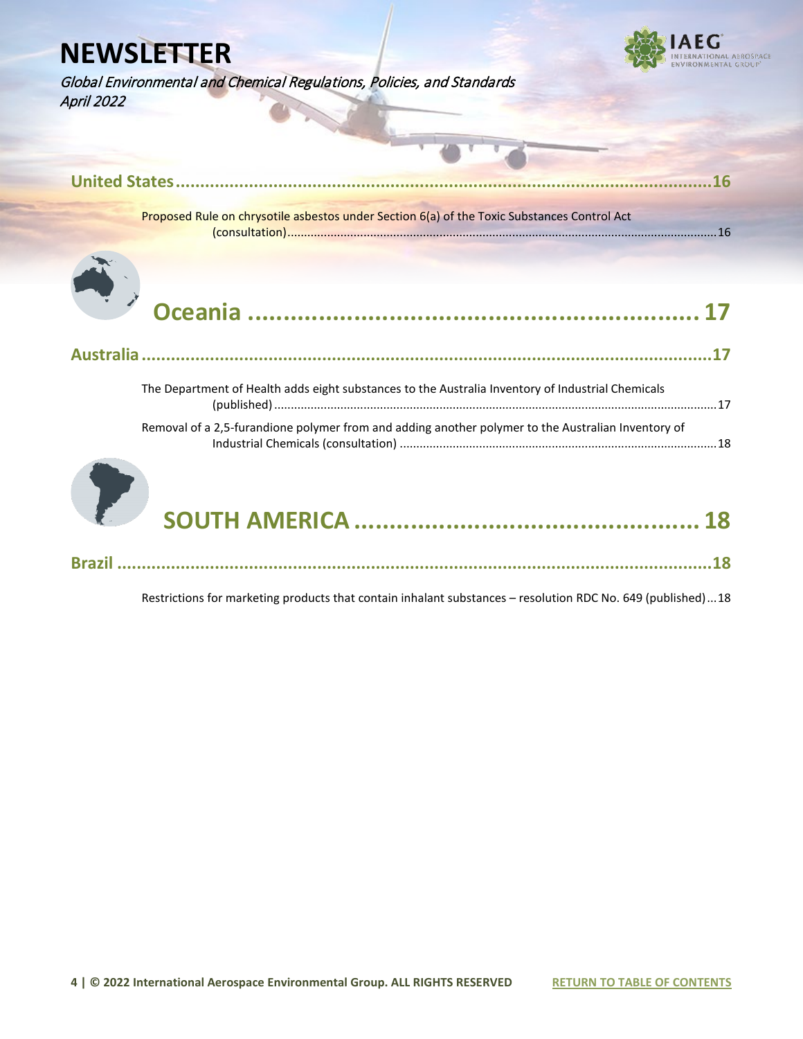**United States ......................................................................................................16**

Proposed Rule on chrysotile asbestos under Section 6(a) of the Toxic Substances Control Act (consultation) ......................................................................................................16

# Oceania ...................................................... 17

**Australia ......................................................................................................17**

The Department of Health adds eight substances to the Australia Inventory of Industrial Chemicals (published) ......................................................................................................17

Removal of a 2,5-furandione polymer from and adding another polymer to the Australian Inventory of Industrial Chemicals (consultation) ......................................................................................................18

# SOUTH AMERICA ...................................................... 18

**Brazil ......................................................................................................18**

Restrictions for marketing products that contain inhalant substances – resolution RDC No. 649 (published) ...18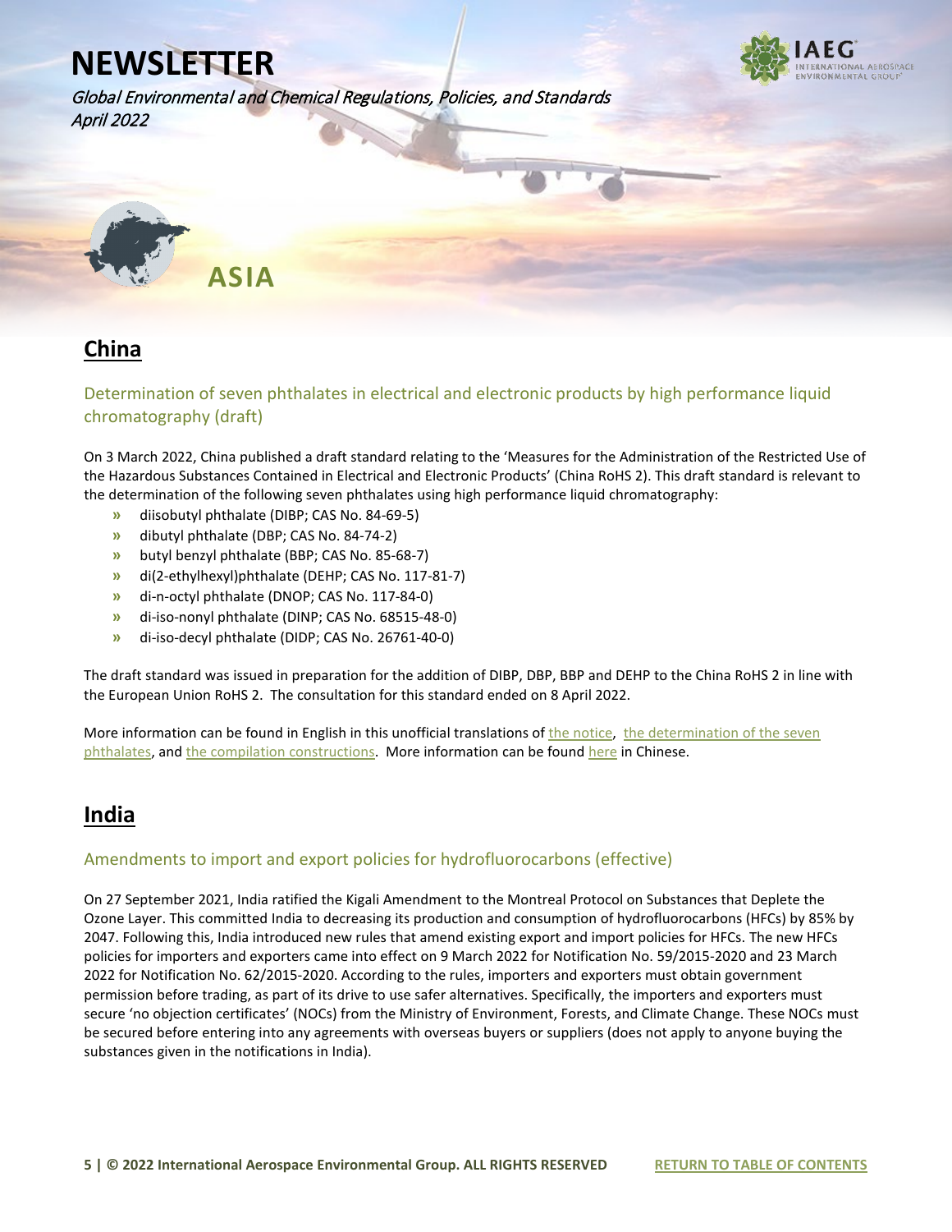# ASIA

## China

### Determination of seven phthalates in electrical and electronic products by high performance liquid chromatography (draft)

On 3 March 2022, China published a draft standard relating to the 'Measures for the Administration of the Restricted Use of the Hazardous Substances Contained in Electrical and Electronic Products' (China RoHS 2). This draft standard is relevant to the determination of the following seven phthalates using high performance liquid chromatography:

- diisobutyl phthalate (DIBP; CAS No. 84-69-5)
- dibutyl phthalate (DBP; CAS No. 84-74-2)
- butyl benzyl phthalate (BBP; CAS No. 85-68-7)
- di(2-ethylhexyl)phthalate (DEHP; CAS No. 117-81-7)
- di-n-octyl phthalate (DNOP; CAS No. 117-84-0)
- di-iso-nonyl phthalate (DINP; CAS No. 68515-48-0)
- di-iso-decyl phthalate (DIDP; CAS No. 26761-40-0)

The draft standard was issued in preparation for the addition of DIBP, DBP, BBP and DEHP to the China RoHS 2 in line with the European Union RoHS 2. The consultation for this standard ended on 8 April 2022.

More information can be found in English in this unofficial translations of the notice, the determination of the seven phthalates, and the compilation constructions. More information can be found here in Chinese.

## India

### Amendments to import and export policies for hydrofluorocarbons (effective)

On 27 September 2021, India ratified the Kigali Amendment to the Montreal Protocol on Substances that Deplete the Ozone Layer. This committed India to decreasing its production and consumption of hydrofluorocarbons (HFCs) by 85% by 2047. Following this, India introduced new rules that amend existing export and import policies for HFCs. The new HFCs policies for importers and exporters came into effect on 9 March 2022 for Notification No. 59/2015-2020 and 23 March 2022 for Notification No. 62/2015-2020. According to the rules, importers and exporters must obtain government permission before trading, as part of its drive to use safer alternatives. Specifically, the importers and exporters must secure 'no objection certificates' (NOCs) from the Ministry of Environment, Forests, and Climate Change. These NOCs must be secured before entering into any agreements with overseas buyers or suppliers (does not apply to anyone buying the substances given in the notifications in India).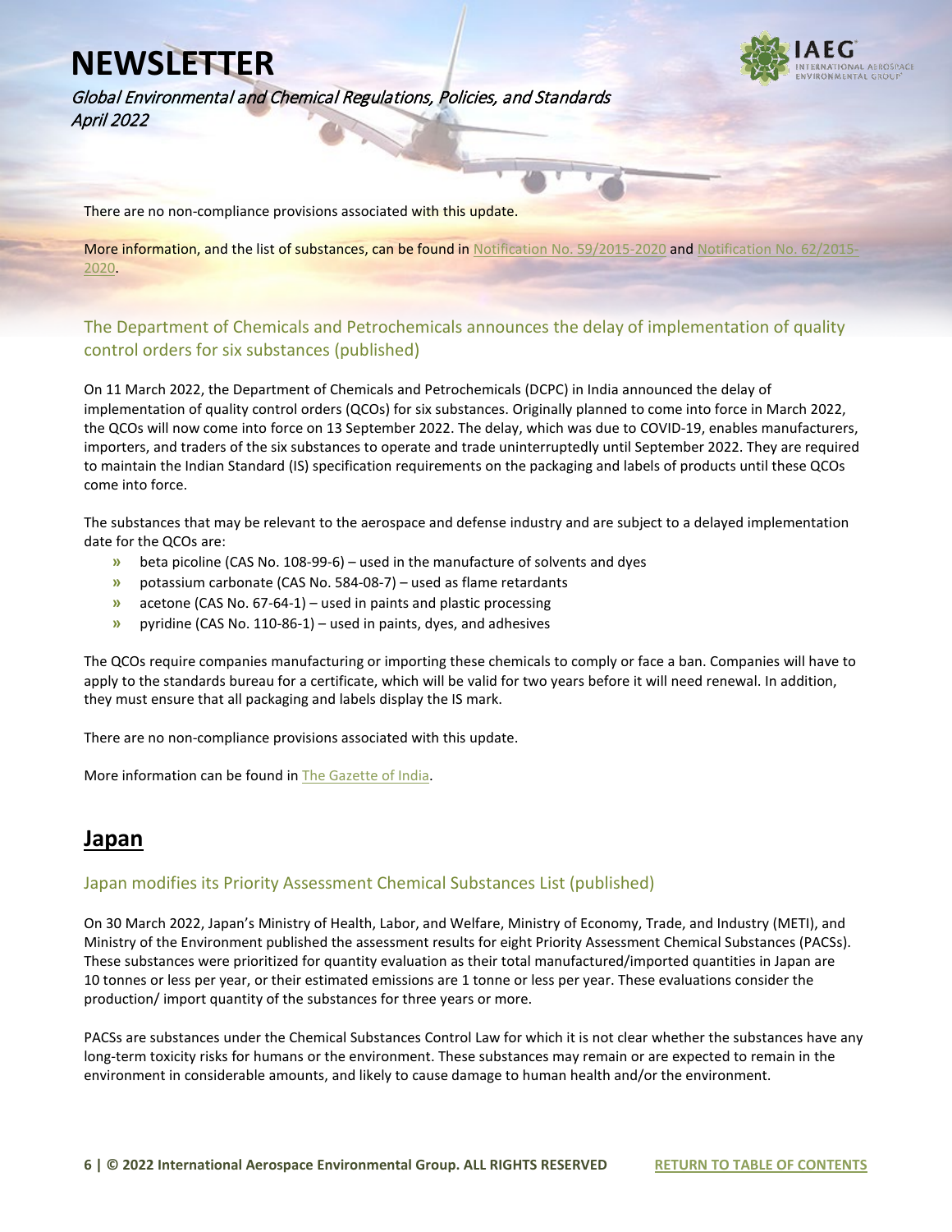There are no non-compliance provisions associated with this update.

More information, and the list of substances, can be found in Notification No. 59/2015-2020 and Notification No. 62/2015-2020.

### The Department of Chemicals and Petrochemicals announces the delay of implementation of quality control orders for six substances (published)

On 11 March 2022, the Department of Chemicals and Petrochemicals (DCPC) in India announced the delay of implementation of quality control orders (QCOs) for six substances. Originally planned to come into force in March 2022, the QCOs will now come into force on 13 September 2022. The delay, which was due to COVID-19, enables manufacturers, importers, and traders of the six substances to operate and trade uninterruptedly until September 2022. They are required to maintain the Indian Standard (IS) specification requirements on the packaging and labels of products until these QCOs come into force.

The substances that may be relevant to the aerospace and defense industry and are subject to a delayed implementation date for the QCOs are:

- beta picoline (CAS No. 108-99-6) – used in the manufacture of solvents and dyes
- potassium carbonate (CAS No. 584-08-7) – used as flame retardants
- acetone (CAS No. 67-64-1) – used in paints and plastic processing
- pyridine (CAS No. 110-86-1) – used in paints, dyes, and adhesives

The QCOs require companies manufacturing or importing these chemicals to comply or face a ban. Companies will have to apply to the standards bureau for a certificate, which will be valid for two years before it will need renewal. In addition, they must ensure that all packaging and labels display the IS mark.

There are no non-compliance provisions associated with this update.

More information can be found in The Gazette of India.

## Japan

### Japan modifies its Priority Assessment Chemical Substances List (published)

On 30 March 2022, Japan's Ministry of Health, Labor, and Welfare, Ministry of Economy, Trade, and Industry (METI), and Ministry of the Environment published the assessment results for eight Priority Assessment Chemical Substances (PACSs). These substances were prioritized for quantity evaluation as their total manufactured/imported quantities in Japan are 10 tonnes or less per year, or their estimated emissions are 1 tonne or less per year. These evaluations consider the production/ import quantity of the substances for three years or more.

PACSs are substances under the Chemical Substances Control Law for which it is not clear whether the substances have any long-term toxicity risks for humans or the environment. These substances may remain or are expected to remain in the environment in considerable amounts, and likely to cause damage to human health and/or the environment.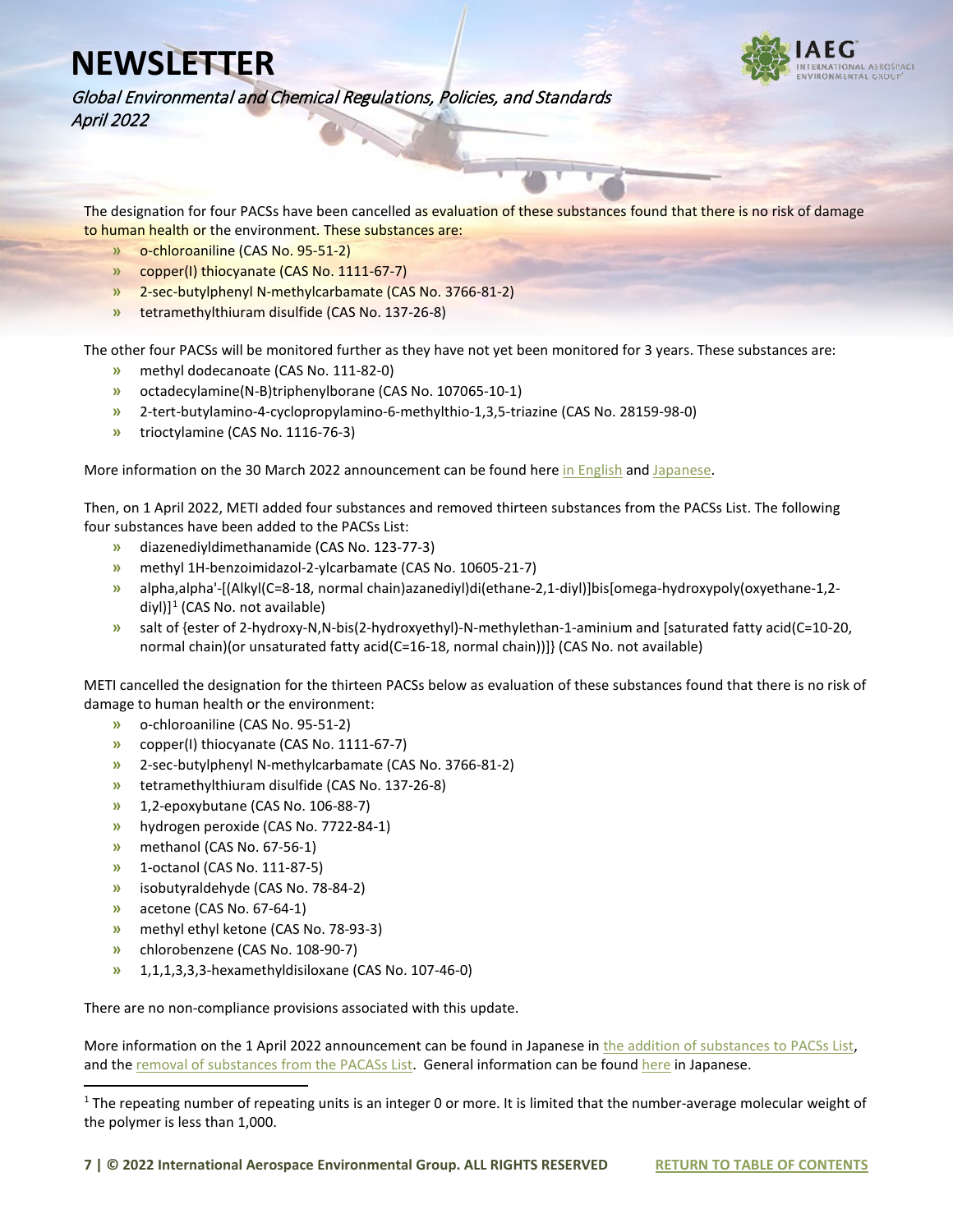The designation for four PACSs have been cancelled as evaluation of these substances found that there is no risk of damage to human health or the environment. These substances are:

- o-chloroaniline (CAS No. 95-51-2)
- copper(I) thiocyanate (CAS No. 1111-67-7)
- 2-sec-butylphenyl N-methylcarbamate (CAS No. 3766-81-2)
- tetramethylthiuram disulfide (CAS No. 137-26-8)

The other four PACSs will be monitored further as they have not yet been monitored for 3 years. These substances are:

- methyl dodecanoate (CAS No. 111-82-0)
- octadecylamine(N-B)triphenylborane (CAS No. 107065-10-1)
- 2-tert-butylamino-4-cyclopropylamino-6-methylthio-1,3,5-triazine (CAS No. 28159-98-0)
- trioctylamine (CAS No. 1116-76-3)

More information on the 30 March 2022 announcement can be found here in English and Japanese.

Then, on 1 April 2022, METI added four substances and removed thirteen substances from the PACSs List. The following four substances have been added to the PACSs List:

- diazenediyldimethanamide (CAS No. 123-77-3)
- methyl 1H-benzoimidazol-2-ylcarbamate (CAS No. 10605-21-7)
- alpha,alpha'-[(Alkyl(C=8-18, normal chain)azanediyl)di(ethane-2,1-diyl)]bis[omega-hydroxypoly(oxyethane-1,2-diyl)][1] (CAS No. not available)
- salt of {ester of 2-hydroxy-N,N-bis(2-hydroxyethyl)-N-methylethan-1-aminium and [saturated fatty acid(C=10-20, normal chain)(or unsaturated fatty acid(C=16-18, normal chain))]} (CAS No. not available)

METI cancelled the designation for the thirteen PACSs below as evaluation of these substances found that there is no risk of damage to human health or the environment:

- o-chloroaniline (CAS No. 95-51-2)
- copper(I) thiocyanate (CAS No. 1111-67-7)
- 2-sec-butylphenyl N-methylcarbamate (CAS No. 3766-81-2)
- tetramethylthiuram disulfide (CAS No. 137-26-8)
- 1,2-epoxybutane (CAS No. 106-88-7)
- hydrogen peroxide (CAS No. 7722-84-1)
- methanol (CAS No. 67-56-1)
- 1-octanol (CAS No. 111-87-5)
- isobutyraldehyde (CAS No. 78-84-2)
- acetone (CAS No. 67-64-1)
- methyl ethyl ketone (CAS No. 78-93-3)
- chlorobenzene (CAS No. 108-90-7)
- 1,1,1,3,3,3-hexamethyldisiloxane (CAS No. 107-46-0)

There are no non-compliance provisions associated with this update.

More information on the 1 April 2022 announcement can be found in Japanese in the addition of substances to PACSs List, and the removal of substances from the PACASs List. General information can be found here in Japanese.

---

[1] The repeating number of repeating units is an integer 0 or more. It is limited that the number-average molecular weight of the polymer is less than 1,000.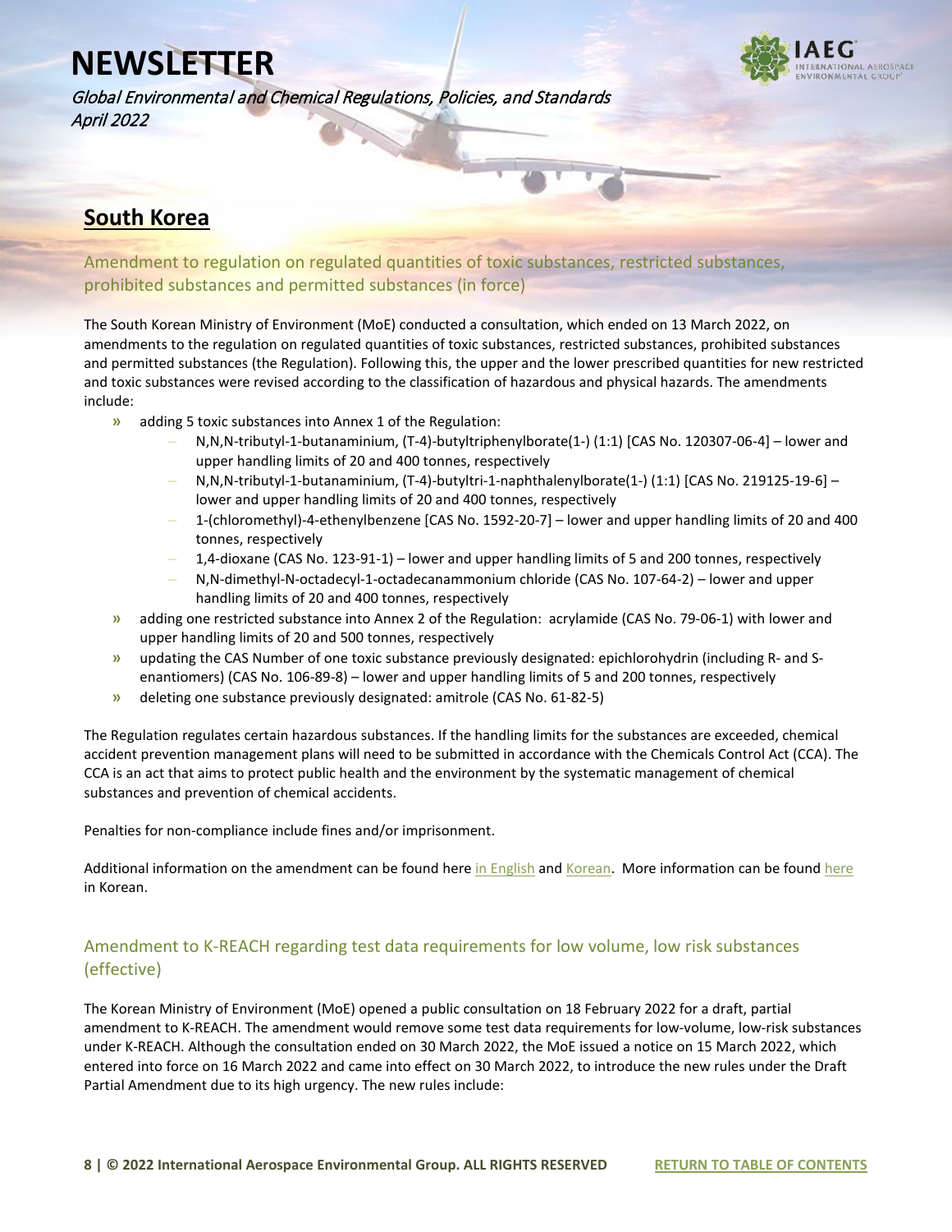## South Korea

### Amendment to regulation on regulated quantities of toxic substances, restricted substances, prohibited substances and permitted substances (in force)

The South Korean Ministry of Environment (MoE) conducted a consultation, which ended on 13 March 2022, on amendments to the regulation on regulated quantities of toxic substances, restricted substances, prohibited substances and permitted substances (the Regulation). Following this, the upper and the lower prescribed quantities for new restricted and toxic substances were revised according to the classification of hazardous and physical hazards. The amendments include:

- adding 5 toxic substances into Annex 1 of the Regulation:
  - N,N,N-tributyl-1-butanaminium, (T-4)-butyltriphenylborate(1-) (1:1) [CAS No. 120307-06-4] – lower and upper handling limits of 20 and 400 tonnes, respectively
  - N,N,N-tributyl-1-butanaminium, (T-4)-butyltri-1-naphthalenylborate(1-) (1:1) [CAS No. 219125-19-6] – lower and upper handling limits of 20 and 400 tonnes, respectively
  - 1-(chloromethyl)-4-ethenylbenzene [CAS No. 1592-20-7] – lower and upper handling limits of 20 and 400 tonnes, respectively
  - 1,4-dioxane (CAS No. 123-91-1) – lower and upper handling limits of 5 and 200 tonnes, respectively
  - N,N-dimethyl-N-octadecyl-1-octadecanammonium chloride (CAS No. 107-64-2) – lower and upper handling limits of 20 and 400 tonnes, respectively
- adding one restricted substance into Annex 2 of the Regulation: acrylamide (CAS No. 79-06-1) with lower and upper handling limits of 20 and 500 tonnes, respectively
- updating the CAS Number of one toxic substance previously designated: epichlorohydrin (including R- and S-enantiomers) (CAS No. 106-89-8) – lower and upper handling limits of 5 and 200 tonnes, respectively
- deleting one substance previously designated: amitrole (CAS No. 61-82-5)

The Regulation regulates certain hazardous substances. If the handling limits for the substances are exceeded, chemical accident prevention management plans will need to be submitted in accordance with the Chemicals Control Act (CCA). The CCA is an act that aims to protect public health and the environment by the systematic management of chemical substances and prevention of chemical accidents.

Penalties for non-compliance include fines and/or imprisonment.

Additional information on the amendment can be found here in English and Korean. More information can be found here in Korean.

### Amendment to K-REACH regarding test data requirements for low volume, low risk substances (effective)

The Korean Ministry of Environment (MoE) opened a public consultation on 18 February 2022 for a draft, partial amendment to K-REACH. The amendment would remove some test data requirements for low-volume, low-risk substances under K-REACH. Although the consultation ended on 30 March 2022, the MoE issued a notice on 15 March 2022, which entered into force on 16 March 2022 and came into effect on 30 March 2022, to introduce the new rules under the Draft Partial Amendment due to its high urgency. The new rules include: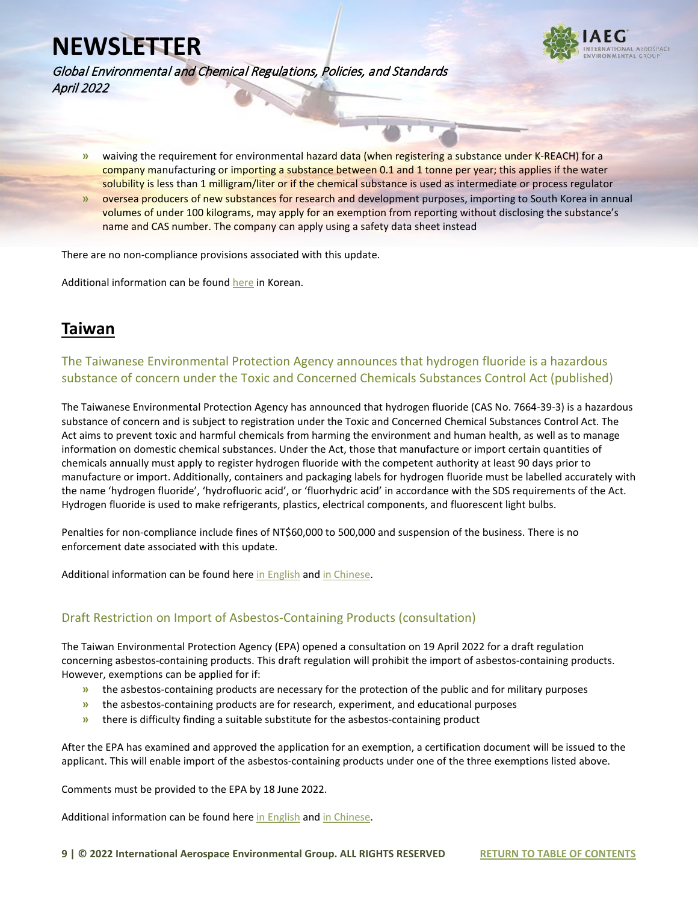- waiving the requirement for environmental hazard data (when registering a substance under K-REACH) for a company manufacturing or importing a substance between 0.1 and 1 tonne per year; this applies if the water solubility is less than 1 milligram/liter or if the chemical substance is used as intermediate or process regulator
- oversea producers of new substances for research and development purposes, importing to South Korea in annual volumes of under 100 kilograms, may apply for an exemption from reporting without disclosing the substance's name and CAS number. The company can apply using a safety data sheet instead

There are no non-compliance provisions associated with this update.

Additional information can be found here in Korean.

## Taiwan

### The Taiwanese Environmental Protection Agency announces that hydrogen fluoride is a hazardous substance of concern under the Toxic and Concerned Chemicals Substances Control Act (published)

The Taiwanese Environmental Protection Agency has announced that hydrogen fluoride (CAS No. 7664-39-3) is a hazardous substance of concern and is subject to registration under the Toxic and Concerned Chemical Substances Control Act. The Act aims to prevent toxic and harmful chemicals from harming the environment and human health, as well as to manage information on domestic chemical substances. Under the Act, those that manufacture or import certain quantities of chemicals annually must apply to register hydrogen fluoride with the competent authority at least 90 days prior to manufacture or import. Additionally, containers and packaging labels for hydrogen fluoride must be labelled accurately with the name 'hydrogen fluoride', 'hydrofluoric acid', or 'fluorhydric acid' in accordance with the SDS requirements of the Act. Hydrogen fluoride is used to make refrigerants, plastics, electrical components, and fluorescent light bulbs.

Penalties for non-compliance include fines of NT$60,000 to 500,000 and suspension of the business. There is no enforcement date associated with this update.

Additional information can be found here in English and in Chinese.

### Draft Restriction on Import of Asbestos-Containing Products (consultation)

The Taiwan Environmental Protection Agency (EPA) opened a consultation on 19 April 2022 for a draft regulation concerning asbestos-containing products. This draft regulation will prohibit the import of asbestos-containing products. However, exemptions can be applied for if:

- the asbestos-containing products are necessary for the protection of the public and for military purposes
- the asbestos-containing products are for research, experiment, and educational purposes
- there is difficulty finding a suitable substitute for the asbestos-containing product

After the EPA has examined and approved the application for an exemption, a certification document will be issued to the applicant. This will enable import of the asbestos-containing products under one of the three exemptions listed above.

Comments must be provided to the EPA by 18 June 2022.

Additional information can be found here in English and in Chinese.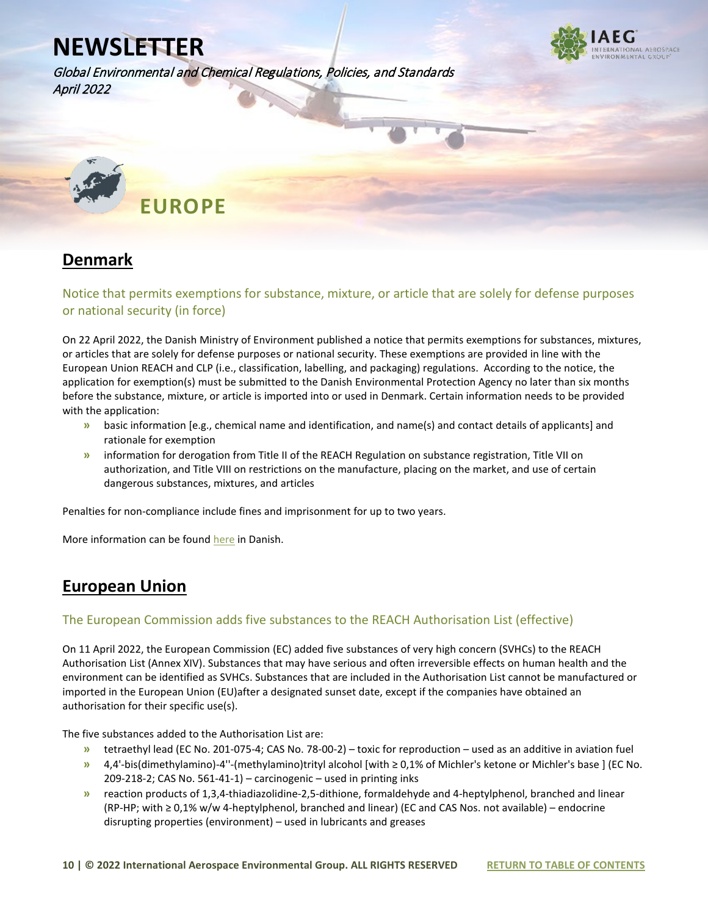# NEWSLETTER

*Global Environmental and Chemical Regulations, Policies, and Standards*
*April 2022*

# EUROPE

## Denmark

### Notice that permits exemptions for substance, mixture, or article that are solely for defense purposes or national security (in force)

On 22 April 2022, the Danish Ministry of Environment published a notice that permits exemptions for substances, mixtures, or articles that are solely for defense purposes or national security. These exemptions are provided in line with the European Union REACH and CLP (i.e., classification, labelling, and packaging) regulations. According to the notice, the application for exemption(s) must be submitted to the Danish Environmental Protection Agency no later than six months before the substance, mixture, or article is imported into or used in Denmark. Certain information needs to be provided with the application:

- basic information [e.g., chemical name and identification, and name(s) and contact details of applicants] and rationale for exemption
- information for derogation from Title II of the REACH Regulation on substance registration, Title VII on authorization, and Title VIII on restrictions on the manufacture, placing on the market, and use of certain dangerous substances, mixtures, and articles

Penalties for non-compliance include fines and imprisonment for up to two years.

More information can be found here in Danish.

## European Union

### The European Commission adds five substances to the REACH Authorisation List (effective)

On 11 April 2022, the European Commission (EC) added five substances of very high concern (SVHCs) to the REACH Authorisation List (Annex XIV). Substances that may have serious and often irreversible effects on human health and the environment can be identified as SVHCs. Substances that are included in the Authorisation List cannot be manufactured or imported in the European Union (EU)after a designated sunset date, except if the companies have obtained an authorisation for their specific use(s).

The five substances added to the Authorisation List are:

- tetraethyl lead (EC No. 201-075-4; CAS No. 78-00-2) – toxic for reproduction – used as an additive in aviation fuel
- 4,4'-bis(dimethylamino)-4''-(methylamino)trityl alcohol [with ≥ 0,1% of Michler's ketone or Michler's base ] (EC No. 209-218-2; CAS No. 561-41-1) – carcinogenic – used in printing inks
- reaction products of 1,3,4-thiadiazolidine-2,5-dithione, formaldehyde and 4-heptylphenol, branched and linear (RP-HP; with ≥ 0,1% w/w 4-heptylphenol, branched and linear) (EC and CAS Nos. not available) – endocrine disrupting properties (environment) – used in lubricants and greases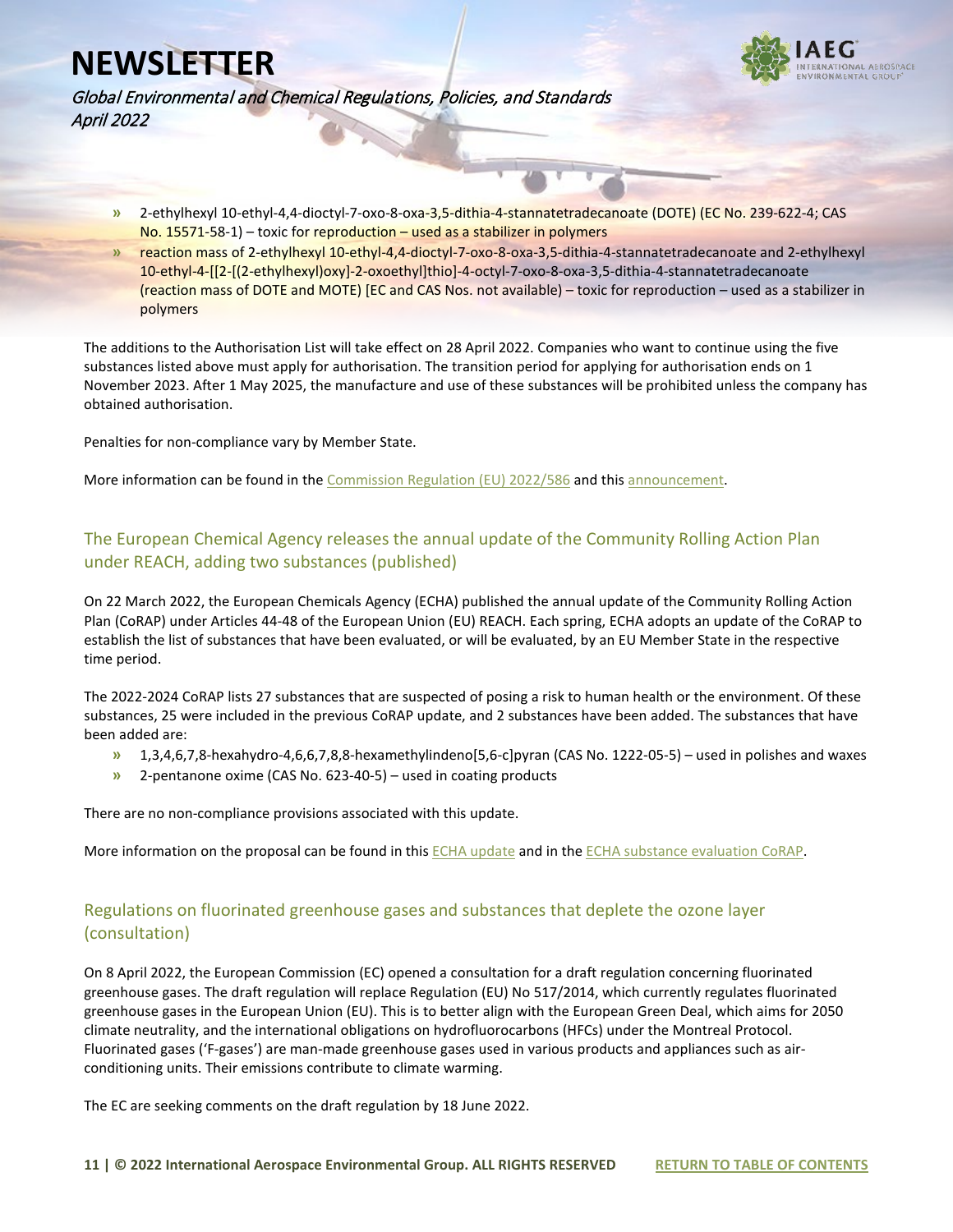- 2-ethylhexyl 10-ethyl-4,4-dioctyl-7-oxo-8-oxa-3,5-dithia-4-stannatetradecanoate (DOTE) (EC No. 239-622-4; CAS No. 15571-58-1) – toxic for reproduction – used as a stabilizer in polymers
- reaction mass of 2-ethylhexyl 10-ethyl-4,4-dioctyl-7-oxo-8-oxa-3,5-dithia-4-stannatetradecanoate and 2-ethylhexyl 10-ethyl-4-[[2-[(2-ethylhexyl)oxy]-2-oxoethyl]thio]-4-octyl-7-oxo-8-oxa-3,5-dithia-4-stannatetradecanoate (reaction mass of DOTE and MOTE) [EC and CAS Nos. not available) – toxic for reproduction – used as a stabilizer in polymers

The additions to the Authorisation List will take effect on 28 April 2022. Companies who want to continue using the five substances listed above must apply for authorisation. The transition period for applying for authorisation ends on 1 November 2023. After 1 May 2025, the manufacture and use of these substances will be prohibited unless the company has obtained authorisation.

Penalties for non-compliance vary by Member State.

More information can be found in the Commission Regulation (EU) 2022/586 and this announcement.

## The European Chemical Agency releases the annual update of the Community Rolling Action Plan under REACH, adding two substances (published)

On 22 March 2022, the European Chemicals Agency (ECHA) published the annual update of the Community Rolling Action Plan (CoRAP) under Articles 44-48 of the European Union (EU) REACH. Each spring, ECHA adopts an update of the CoRAP to establish the list of substances that have been evaluated, or will be evaluated, by an EU Member State in the respective time period.

The 2022-2024 CoRAP lists 27 substances that are suspected of posing a risk to human health or the environment. Of these substances, 25 were included in the previous CoRAP update, and 2 substances have been added. The substances that have been added are:

- 1,3,4,6,7,8-hexahydro-4,6,6,7,8,8-hexamethylindeno[5,6-c]pyran (CAS No. 1222-05-5) – used in polishes and waxes
- 2-pentanone oxime (CAS No. 623-40-5) – used in coating products

There are no non-compliance provisions associated with this update.

More information on the proposal can be found in this ECHA update and in the ECHA substance evaluation CoRAP.

## Regulations on fluorinated greenhouse gases and substances that deplete the ozone layer (consultation)

On 8 April 2022, the European Commission (EC) opened a consultation for a draft regulation concerning fluorinated greenhouse gases. The draft regulation will replace Regulation (EU) No 517/2014, which currently regulates fluorinated greenhouse gases in the European Union (EU). This is to better align with the European Green Deal, which aims for 2050 climate neutrality, and the international obligations on hydrofluorocarbons (HFCs) under the Montreal Protocol. Fluorinated gases ('F-gases') are man-made greenhouse gases used in various products and appliances such as air-conditioning units. Their emissions contribute to climate warming.

The EC are seeking comments on the draft regulation by 18 June 2022.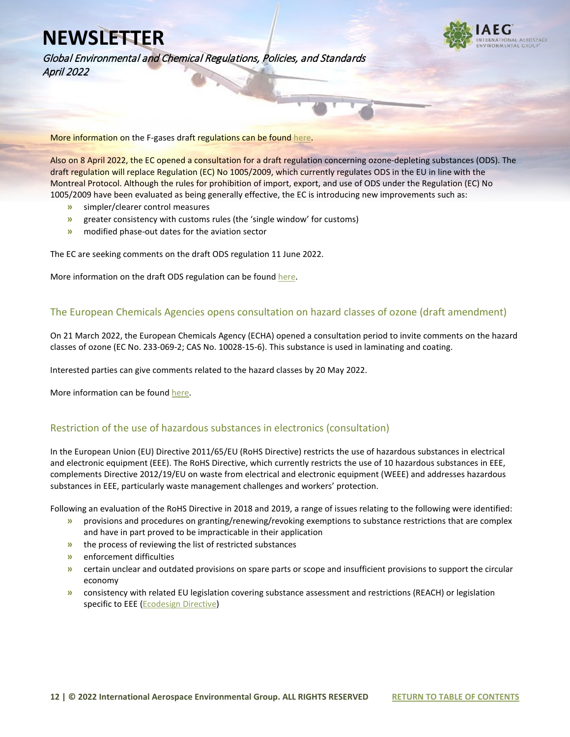More information on the F-gases draft regulations can be found here.

Also on 8 April 2022, the EC opened a consultation for a draft regulation concerning ozone-depleting substances (ODS). The draft regulation will replace Regulation (EC) No 1005/2009, which currently regulates ODS in the EU in line with the Montreal Protocol. Although the rules for prohibition of import, export, and use of ODS under the Regulation (EC) No 1005/2009 have been evaluated as being generally effective, the EC is introducing new improvements such as:

- simpler/clearer control measures
- greater consistency with customs rules (the 'single window' for customs)
- modified phase-out dates for the aviation sector

The EC are seeking comments on the draft ODS regulation 11 June 2022.

More information on the draft ODS regulation can be found here.

## The European Chemicals Agencies opens consultation on hazard classes of ozone (draft amendment)

On 21 March 2022, the European Chemicals Agency (ECHA) opened a consultation period to invite comments on the hazard classes of ozone (EC No. 233-069-2; CAS No. 10028-15-6). This substance is used in laminating and coating.

Interested parties can give comments related to the hazard classes by 20 May 2022.

More information can be found here.

## Restriction of the use of hazardous substances in electronics (consultation)

In the European Union (EU) Directive 2011/65/EU (RoHS Directive) restricts the use of hazardous substances in electrical and electronic equipment (EEE). The RoHS Directive, which currently restricts the use of 10 hazardous substances in EEE, complements Directive 2012/19/EU on waste from electrical and electronic equipment (WEEE) and addresses hazardous substances in EEE, particularly waste management challenges and workers' protection.

Following an evaluation of the RoHS Directive in 2018 and 2019, a range of issues relating to the following were identified:

- provisions and procedures on granting/renewing/revoking exemptions to substance restrictions that are complex and have in part proved to be impracticable in their application
- the process of reviewing the list of restricted substances
- enforcement difficulties
- certain unclear and outdated provisions on spare parts or scope and insufficient provisions to support the circular economy
- consistency with related EU legislation covering substance assessment and restrictions (REACH) or legislation specific to EEE (Ecodesign Directive)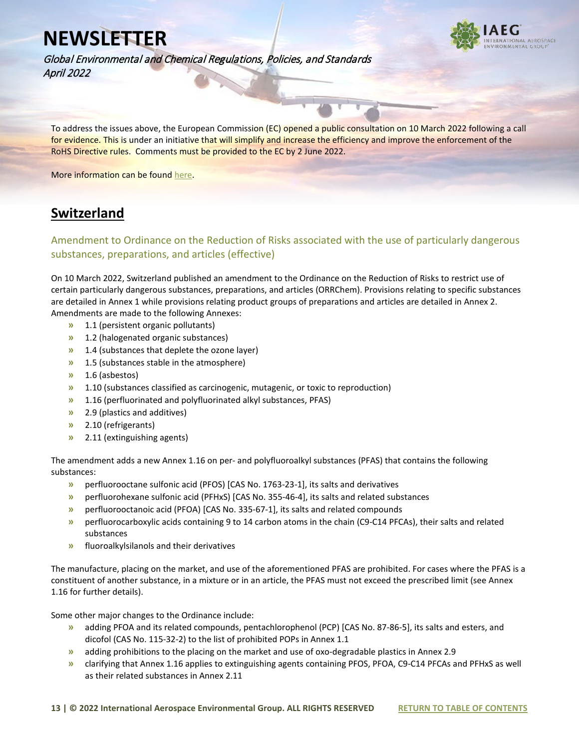To address the issues above, the European Commission (EC) opened a public consultation on 10 March 2022 following a call for evidence. This is under an initiative that will simplify and increase the efficiency and improve the enforcement of the RoHS Directive rules. Comments must be provided to the EC by 2 June 2022.

More information can be found here.

## Switzerland

### Amendment to Ordinance on the Reduction of Risks associated with the use of particularly dangerous substances, preparations, and articles (effective)

On 10 March 2022, Switzerland published an amendment to the Ordinance on the Reduction of Risks to restrict use of certain particularly dangerous substances, preparations, and articles (ORRChem). Provisions relating to specific substances are detailed in Annex 1 while provisions relating product groups of preparations and articles are detailed in Annex 2. Amendments are made to the following Annexes:

- 1.1 (persistent organic pollutants)
- 1.2 (halogenated organic substances)
- 1.4 (substances that deplete the ozone layer)
- 1.5 (substances stable in the atmosphere)
- 1.6 (asbestos)
- 1.10 (substances classified as carcinogenic, mutagenic, or toxic to reproduction)
- 1.16 (perfluorinated and polyfluorinated alkyl substances, PFAS)
- 2.9 (plastics and additives)
- 2.10 (refrigerants)
- 2.11 (extinguishing agents)

The amendment adds a new Annex 1.16 on per- and polyfluoroalkyl substances (PFAS) that contains the following substances:

- perfluorooctane sulfonic acid (PFOS) [CAS No. 1763-23-1], its salts and derivatives
- perfluorohexane sulfonic acid (PFHxS) [CAS No. 355-46-4], its salts and related substances
- perfluorooctanoic acid (PFOA) [CAS No. 335-67-1], its salts and related compounds
- perfluorocarboxylic acids containing 9 to 14 carbon atoms in the chain (C9-C14 PFCAs), their salts and related substances
- fluoroalkylsilanols and their derivatives

The manufacture, placing on the market, and use of the aforementioned PFAS are prohibited. For cases where the PFAS is a constituent of another substance, in a mixture or in an article, the PFAS must not exceed the prescribed limit (see Annex 1.16 for further details).

Some other major changes to the Ordinance include:

- adding PFOA and its related compounds, pentachlorophenol (PCP) [CAS No. 87-86-5], its salts and esters, and dicofol (CAS No. 115-32-2) to the list of prohibited POPs in Annex 1.1
- adding prohibitions to the placing on the market and use of oxo-degradable plastics in Annex 2.9
- clarifying that Annex 1.16 applies to extinguishing agents containing PFOS, PFOA, C9-C14 PFCAs and PFHxS as well as their related substances in Annex 2.11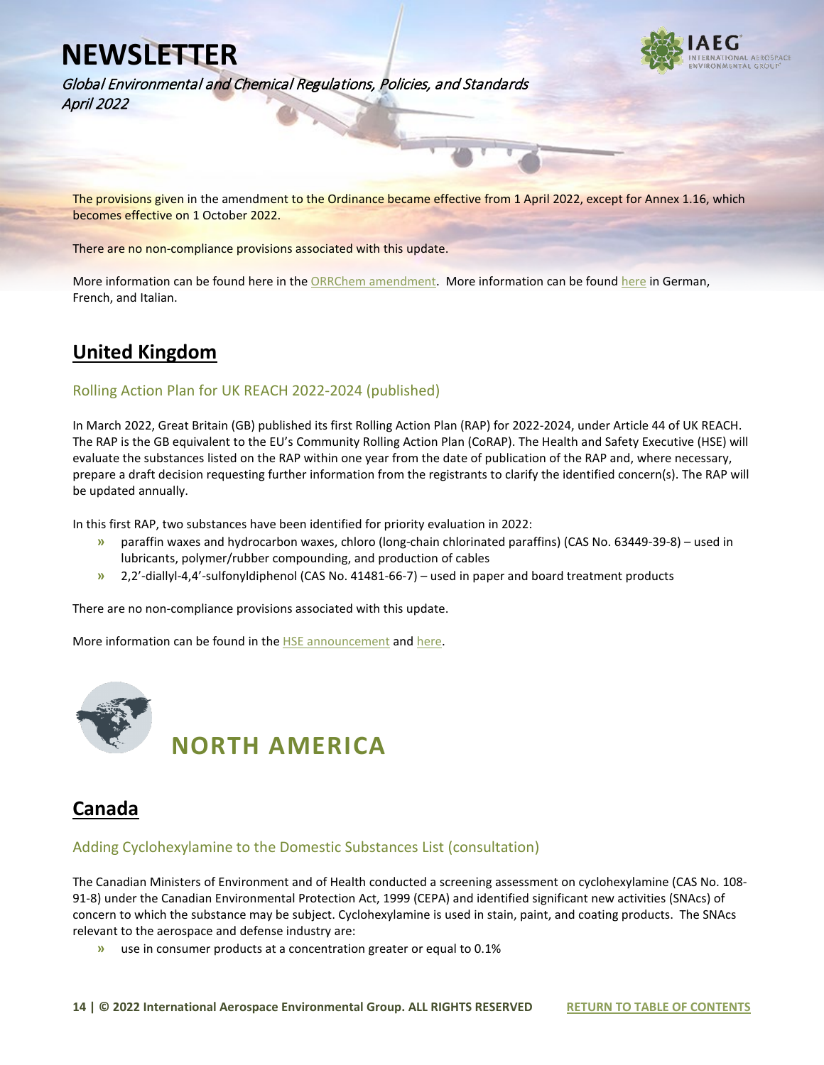The provisions given in the amendment to the Ordinance became effective from 1 April 2022, except for Annex 1.16, which becomes effective on 1 October 2022.

There are no non-compliance provisions associated with this update.

More information can be found here in the ORRChem amendment. More information can be found here in German, French, and Italian.

## United Kingdom

### Rolling Action Plan for UK REACH 2022-2024 (published)

In March 2022, Great Britain (GB) published its first Rolling Action Plan (RAP) for 2022-2024, under Article 44 of UK REACH. The RAP is the GB equivalent to the EU's Community Rolling Action Plan (CoRAP). The Health and Safety Executive (HSE) will evaluate the substances listed on the RAP within one year from the date of publication of the RAP and, where necessary, prepare a draft decision requesting further information from the registrants to clarify the identified concern(s). The RAP will be updated annually.

In this first RAP, two substances have been identified for priority evaluation in 2022:

- paraffin waxes and hydrocarbon waxes, chloro (long-chain chlorinated paraffins) (CAS No. 63449-39-8) – used in lubricants, polymer/rubber compounding, and production of cables
- 2,2'-diallyl-4,4'-sulfonyldiphenol (CAS No. 41481-66-7) – used in paper and board treatment products

There are no non-compliance provisions associated with this update.

More information can be found in the HSE announcement and here.

# NORTH AMERICA

## Canada

### Adding Cyclohexylamine to the Domestic Substances List (consultation)

The Canadian Ministers of Environment and of Health conducted a screening assessment on cyclohexylamine (CAS No. 108-91-8) under the Canadian Environmental Protection Act, 1999 (CEPA) and identified significant new activities (SNAcs) of concern to which the substance may be subject. Cyclohexylamine is used in stain, paint, and coating products. The SNAcs relevant to the aerospace and defense industry are:

- use in consumer products at a concentration greater or equal to 0.1%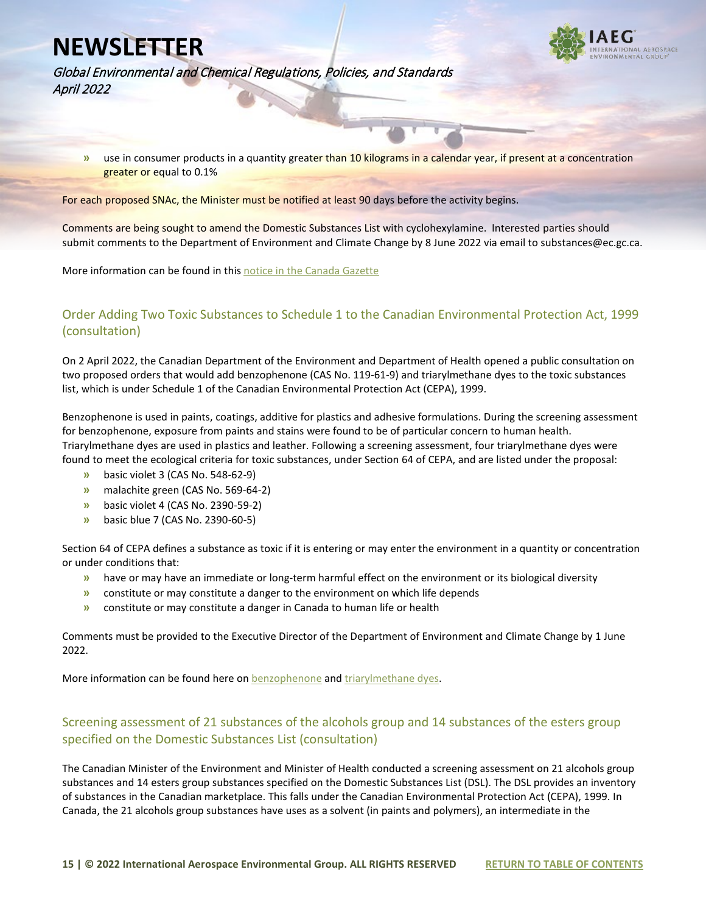- use in consumer products in a quantity greater than 10 kilograms in a calendar year, if present at a concentration greater or equal to 0.1%

For each proposed SNAc, the Minister must be notified at least 90 days before the activity begins.

Comments are being sought to amend the Domestic Substances List with cyclohexylamine. Interested parties should submit comments to the Department of Environment and Climate Change by 8 June 2022 via email to substances@ec.gc.ca.

More information can be found in this notice in the Canada Gazette

## Order Adding Two Toxic Substances to Schedule 1 to the Canadian Environmental Protection Act, 1999 (consultation)

On 2 April 2022, the Canadian Department of the Environment and Department of Health opened a public consultation on two proposed orders that would add benzophenone (CAS No. 119-61-9) and triarylmethane dyes to the toxic substances list, which is under Schedule 1 of the Canadian Environmental Protection Act (CEPA), 1999.

Benzophenone is used in paints, coatings, additive for plastics and adhesive formulations. During the screening assessment for benzophenone, exposure from paints and stains were found to be of particular concern to human health. Triarylmethane dyes are used in plastics and leather. Following a screening assessment, four triarylmethane dyes were found to meet the ecological criteria for toxic substances, under Section 64 of CEPA, and are listed under the proposal:

- basic violet 3 (CAS No. 548-62-9)
- malachite green (CAS No. 569-64-2)
- basic violet 4 (CAS No. 2390-59-2)
- basic blue 7 (CAS No. 2390-60-5)

Section 64 of CEPA defines a substance as toxic if it is entering or may enter the environment in a quantity or concentration or under conditions that:

- have or may have an immediate or long-term harmful effect on the environment or its biological diversity
- constitute or may constitute a danger to the environment on which life depends
- constitute or may constitute a danger in Canada to human life or health

Comments must be provided to the Executive Director of the Department of Environment and Climate Change by 1 June 2022.

More information can be found here on benzophenone and triarylmethane dyes.

## Screening assessment of 21 substances of the alcohols group and 14 substances of the esters group specified on the Domestic Substances List (consultation)

The Canadian Minister of the Environment and Minister of Health conducted a screening assessment on 21 alcohols group substances and 14 esters group substances specified on the Domestic Substances List (DSL). The DSL provides an inventory of substances in the Canadian marketplace. This falls under the Canadian Environmental Protection Act (CEPA), 1999. In Canada, the 21 alcohols group substances have uses as a solvent (in paints and polymers), an intermediate in the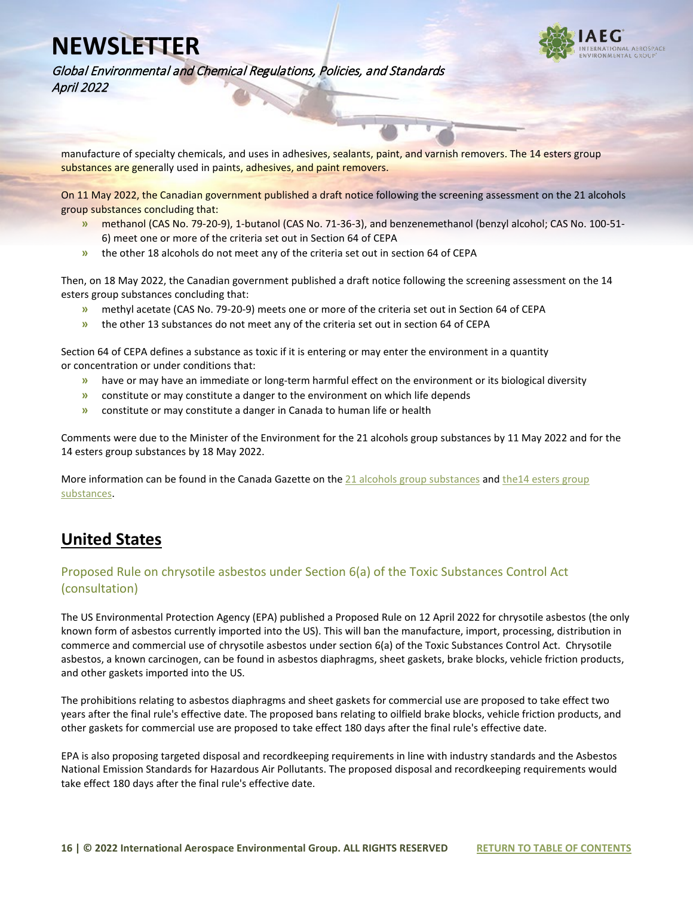manufacture of specialty chemicals, and uses in adhesives, sealants, paint, and varnish removers. The 14 esters group substances are generally used in paints, adhesives, and paint removers.

On 11 May 2022, the Canadian government published a draft notice following the screening assessment on the 21 alcohols group substances concluding that:

- methanol (CAS No. 79-20-9), 1-butanol (CAS No. 71-36-3), and benzenemethanol (benzyl alcohol; CAS No. 100-51-6) meet one or more of the criteria set out in Section 64 of CEPA
- the other 18 alcohols do not meet any of the criteria set out in section 64 of CEPA

Then, on 18 May 2022, the Canadian government published a draft notice following the screening assessment on the 14 esters group substances concluding that:

- methyl acetate (CAS No. 79-20-9) meets one or more of the criteria set out in Section 64 of CEPA
- the other 13 substances do not meet any of the criteria set out in section 64 of CEPA

Section 64 of CEPA defines a substance as toxic if it is entering or may enter the environment in a quantity or concentration or under conditions that:

- have or may have an immediate or long-term harmful effect on the environment or its biological diversity
- constitute or may constitute a danger to the environment on which life depends
- constitute or may constitute a danger in Canada to human life or health

Comments were due to the Minister of the Environment for the 21 alcohols group substances by 11 May 2022 and for the 14 esters group substances by 18 May 2022.

More information can be found in the Canada Gazette on the 21 alcohols group substances and the14 esters group substances.

## United States

### Proposed Rule on chrysotile asbestos under Section 6(a) of the Toxic Substances Control Act (consultation)

The US Environmental Protection Agency (EPA) published a Proposed Rule on 12 April 2022 for chrysotile asbestos (the only known form of asbestos currently imported into the US). This will ban the manufacture, import, processing, distribution in commerce and commercial use of chrysotile asbestos under section 6(a) of the Toxic Substances Control Act. Chrysotile asbestos, a known carcinogen, can be found in asbestos diaphragms, sheet gaskets, brake blocks, vehicle friction products, and other gaskets imported into the US.

The prohibitions relating to asbestos diaphragms and sheet gaskets for commercial use are proposed to take effect two years after the final rule's effective date. The proposed bans relating to oilfield brake blocks, vehicle friction products, and other gaskets for commercial use are proposed to take effect 180 days after the final rule's effective date.

EPA is also proposing targeted disposal and recordkeeping requirements in line with industry standards and the Asbestos National Emission Standards for Hazardous Air Pollutants. The proposed disposal and recordkeeping requirements would take effect 180 days after the final rule's effective date.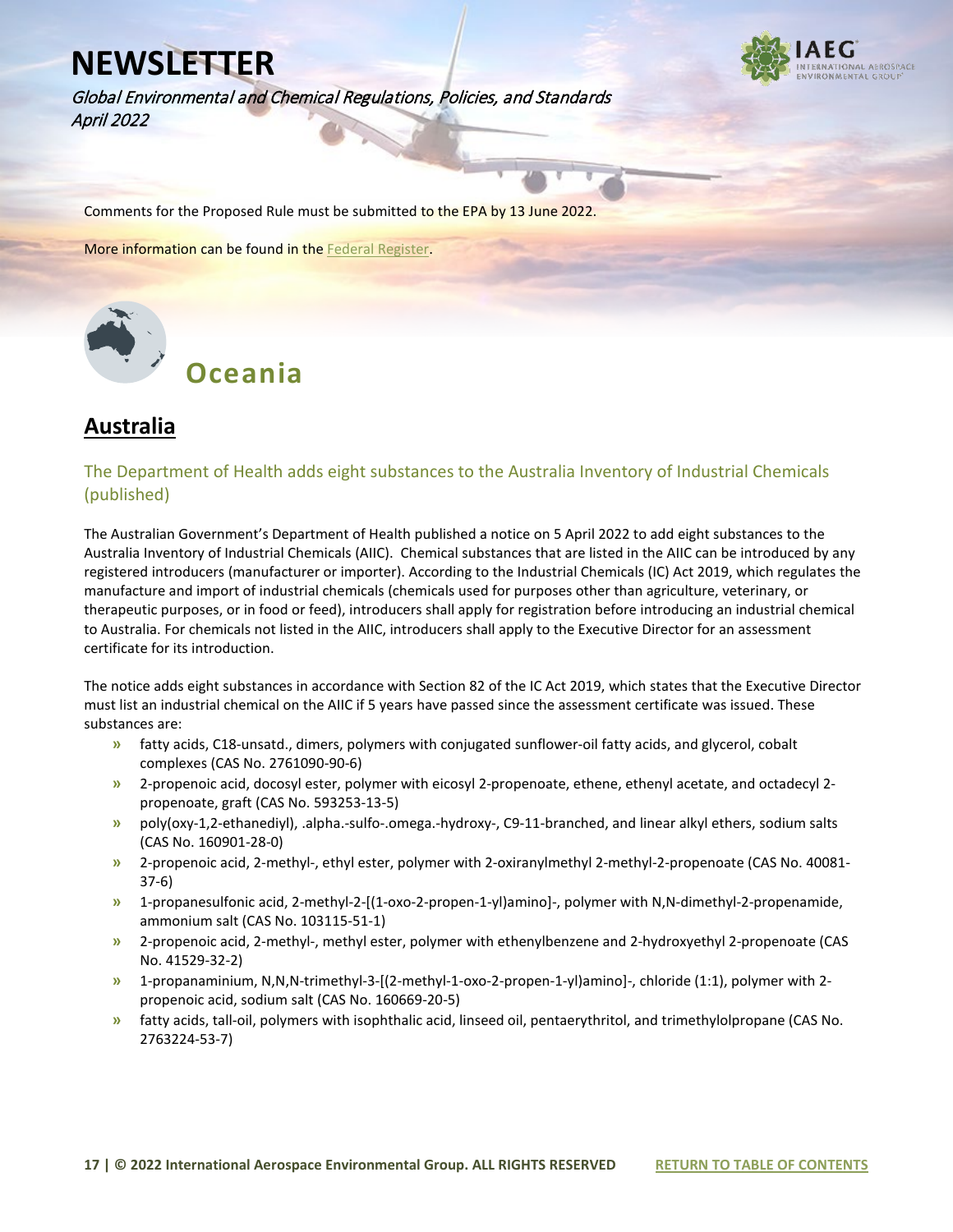Comments for the Proposed Rule must be submitted to the EPA by 13 June 2022.

More information can be found in the Federal Register.

# Oceania

## Australia

### The Department of Health adds eight substances to the Australia Inventory of Industrial Chemicals (published)

The Australian Government's Department of Health published a notice on 5 April 2022 to add eight substances to the Australia Inventory of Industrial Chemicals (AIIC). Chemical substances that are listed in the AIIC can be introduced by any registered introducers (manufacturer or importer). According to the Industrial Chemicals (IC) Act 2019, which regulates the manufacture and import of industrial chemicals (chemicals used for purposes other than agriculture, veterinary, or therapeutic purposes, or in food or feed), introducers shall apply for registration before introducing an industrial chemical to Australia. For chemicals not listed in the AIIC, introducers shall apply to the Executive Director for an assessment certificate for its introduction.

The notice adds eight substances in accordance with Section 82 of the IC Act 2019, which states that the Executive Director must list an industrial chemical on the AIIC if 5 years have passed since the assessment certificate was issued. These substances are:

- fatty acids, C18-unsatd., dimers, polymers with conjugated sunflower-oil fatty acids, and glycerol, cobalt complexes (CAS No. 2761090-90-6)
- 2-propenoic acid, docosyl ester, polymer with eicosyl 2-propenoate, ethene, ethenyl acetate, and octadecyl 2-propenoate, graft (CAS No. 593253-13-5)
- poly(oxy-1,2-ethanediyl), .alpha.-sulfo-.omega.-hydroxy-, C9-11-branched, and linear alkyl ethers, sodium salts (CAS No. 160901-28-0)
- 2-propenoic acid, 2-methyl-, ethyl ester, polymer with 2-oxiranylmethyl 2-methyl-2-propenoate (CAS No. 40081-37-6)
- 1-propanesulfonic acid, 2-methyl-2-[(1-oxo-2-propen-1-yl)amino]-, polymer with N,N-dimethyl-2-propenamide, ammonium salt (CAS No. 103115-51-1)
- 2-propenoic acid, 2-methyl-, methyl ester, polymer with ethenylbenzene and 2-hydroxyethyl 2-propenoate (CAS No. 41529-32-2)
- 1-propanaminium, N,N,N-trimethyl-3-[(2-methyl-1-oxo-2-propen-1-yl)amino]-, chloride (1:1), polymer with 2-propenoic acid, sodium salt (CAS No. 160669-20-5)
- fatty acids, tall-oil, polymers with isophthalic acid, linseed oil, pentaerythritol, and trimethylolpropane (CAS No. 2763224-53-7)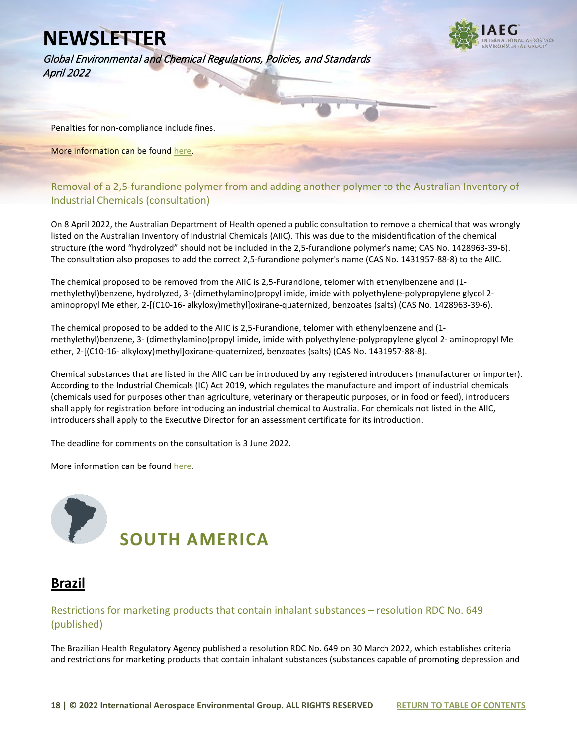Penalties for non-compliance include fines.

More information can be found here.

### Removal of a 2,5-furandione polymer from and adding another polymer to the Australian Inventory of Industrial Chemicals (consultation)

On 8 April 2022, the Australian Department of Health opened a public consultation to remove a chemical that was wrongly listed on the Australian Inventory of Industrial Chemicals (AIIC). This was due to the misidentification of the chemical structure (the word "hydrolyzed" should not be included in the 2,5-furandione polymer's name; CAS No. 1428963-39-6). The consultation also proposes to add the correct 2,5-furandione polymer's name (CAS No. 1431957-88-8) to the AIIC.

The chemical proposed to be removed from the AIIC is 2,5-Furandione, telomer with ethenylbenzene and (1-methylethyl)benzene, hydrolyzed, 3- (dimethylamino)propyl imide, imide with polyethylene-polypropylene glycol 2-aminopropyl Me ether, 2-[(C10-16- alkyloxy)methyl]oxirane-quaternized, benzoates (salts) (CAS No. 1428963-39-6).

The chemical proposed to be added to the AIIC is 2,5-Furandione, telomer with ethenylbenzene and (1-methylethyl)benzene, 3- (dimethylamino)propyl imide, imide with polyethylene-polypropylene glycol 2- aminopropyl Me ether, 2-[(C10-16- alkyloxy)methyl]oxirane-quaternized, benzoates (salts) (CAS No. 1431957-88-8).

Chemical substances that are listed in the AIIC can be introduced by any registered introducers (manufacturer or importer). According to the Industrial Chemicals (IC) Act 2019, which regulates the manufacture and import of industrial chemicals (chemicals used for purposes other than agriculture, veterinary or therapeutic purposes, or in food or feed), introducers shall apply for registration before introducing an industrial chemical to Australia. For chemicals not listed in the AIIC, introducers shall apply to the Executive Director for an assessment certificate for its introduction.

The deadline for comments on the consultation is 3 June 2022.

More information can be found here.

# SOUTH AMERICA

## Brazil

### Restrictions for marketing products that contain inhalant substances – resolution RDC No. 649 (published)

The Brazilian Health Regulatory Agency published a resolution RDC No. 649 on 30 March 2022, which establishes criteria and restrictions for marketing products that contain inhalant substances (substances capable of promoting depression and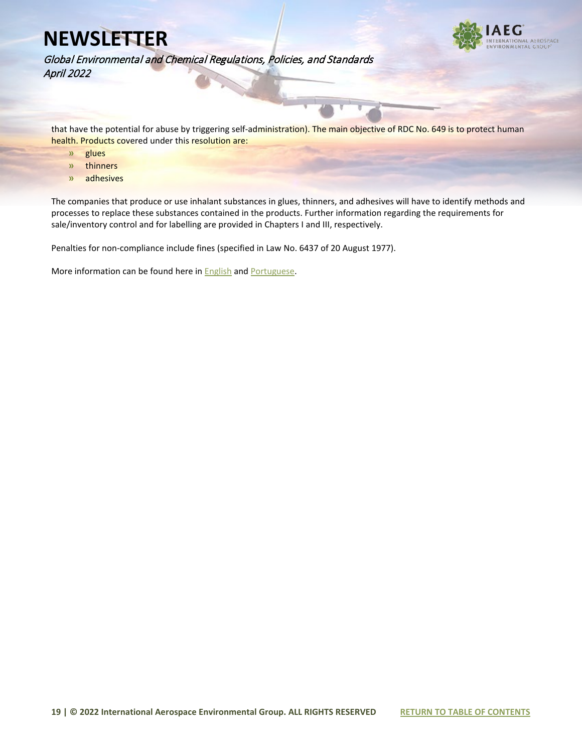that have the potential for abuse by triggering self-administration). The main objective of RDC No. 649 is to protect human health. Products covered under this resolution are:

- glues
- thinners
- adhesives

The companies that produce or use inhalant substances in glues, thinners, and adhesives will have to identify methods and processes to replace these substances contained in the products. Further information regarding the requirements for sale/inventory control and for labelling are provided in Chapters I and III, respectively.

Penalties for non-compliance include fines (specified in Law No. 6437 of 20 August 1977).

More information can be found here in English and Portuguese.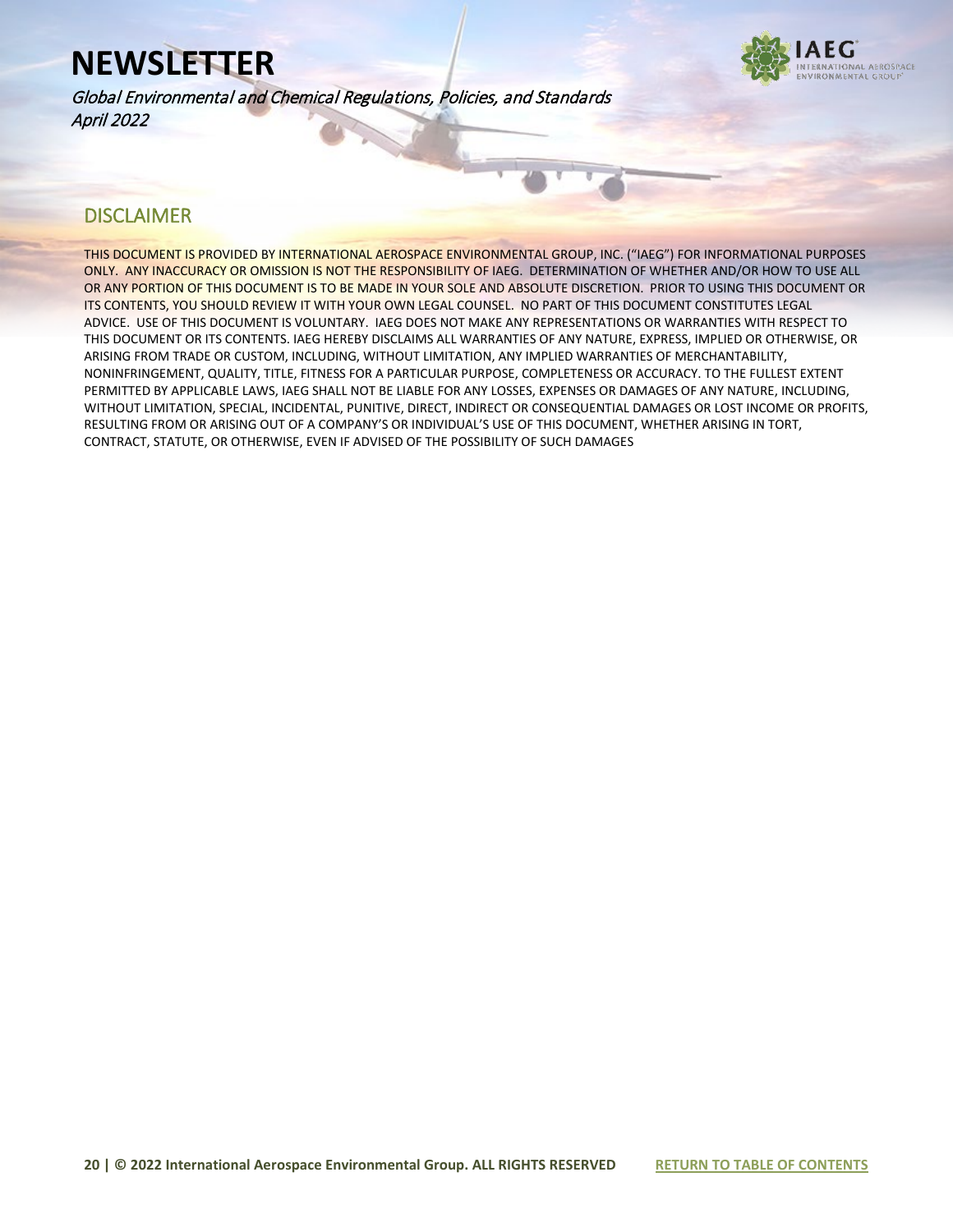## DISCLAIMER

THIS DOCUMENT IS PROVIDED BY INTERNATIONAL AEROSPACE ENVIRONMENTAL GROUP, INC. ("IAEG") FOR INFORMATIONAL PURPOSES ONLY. ANY INACCURACY OR OMISSION IS NOT THE RESPONSIBILITY OF IAEG. DETERMINATION OF WHETHER AND/OR HOW TO USE ALL OR ANY PORTION OF THIS DOCUMENT IS TO BE MADE IN YOUR SOLE AND ABSOLUTE DISCRETION. PRIOR TO USING THIS DOCUMENT OR ITS CONTENTS, YOU SHOULD REVIEW IT WITH YOUR OWN LEGAL COUNSEL. NO PART OF THIS DOCUMENT CONSTITUTES LEGAL ADVICE. USE OF THIS DOCUMENT IS VOLUNTARY. IAEG DOES NOT MAKE ANY REPRESENTATIONS OR WARRANTIES WITH RESPECT TO THIS DOCUMENT OR ITS CONTENTS. IAEG HEREBY DISCLAIMS ALL WARRANTIES OF ANY NATURE, EXPRESS, IMPLIED OR OTHERWISE, OR ARISING FROM TRADE OR CUSTOM, INCLUDING, WITHOUT LIMITATION, ANY IMPLIED WARRANTIES OF MERCHANTABILITY, NONINFRINGEMENT, QUALITY, TITLE, FITNESS FOR A PARTICULAR PURPOSE, COMPLETENESS OR ACCURACY. TO THE FULLEST EXTENT PERMITTED BY APPLICABLE LAWS, IAEG SHALL NOT BE LIABLE FOR ANY LOSSES, EXPENSES OR DAMAGES OF ANY NATURE, INCLUDING, WITHOUT LIMITATION, SPECIAL, INCIDENTAL, PUNITIVE, DIRECT, INDIRECT OR CONSEQUENTIAL DAMAGES OR LOST INCOME OR PROFITS, RESULTING FROM OR ARISING OUT OF A COMPANY'S OR INDIVIDUAL'S USE OF THIS DOCUMENT, WHETHER ARISING IN TORT, CONTRACT, STATUTE, OR OTHERWISE, EVEN IF ADVISED OF THE POSSIBILITY OF SUCH DAMAGES